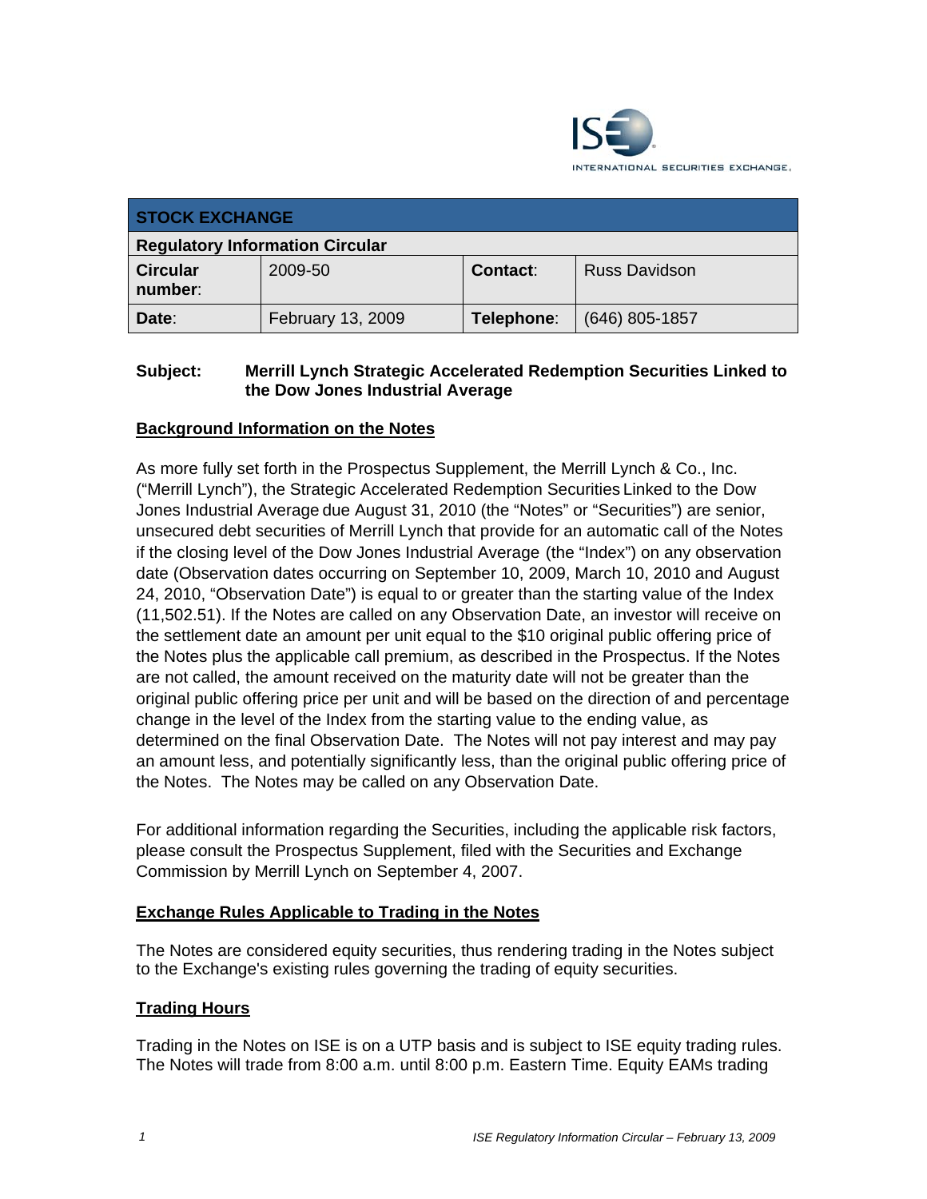| STOCK EXCHANGE | | | |
|---|---|---|---|
| Regulatory Information Circular | | | |
| **Circular number**: | 2009-50 | **Contact**: | Russ Davidson |
| **Date**: | February 13, 2009 | **Telephone**: | (646) 805-1857 |

**Subject:** **Merrill Lynch Strategic Accelerated Redemption Securities Linked to the Dow Jones Industrial Average**

## Background Information on the Notes

As more fully set forth in the Prospectus Supplement, the Merrill Lynch & Co., Inc. ("Merrill Lynch"), the Strategic Accelerated Redemption Securities Linked to the Dow Jones Industrial Average due August 31, 2010 (the "Notes" or "Securities") are senior, unsecured debt securities of Merrill Lynch that provide for an automatic call of the Notes if the closing level of the Dow Jones Industrial Average (the "Index") on any observation date (Observation dates occurring on September 10, 2009, March 10, 2010 and August 24, 2010, "Observation Date") is equal to or greater than the starting value of the Index (11,502.51). If the Notes are called on any Observation Date, an investor will receive on the settlement date an amount per unit equal to the $10 original public offering price of the Notes plus the applicable call premium, as described in the Prospectus. If the Notes are not called, the amount received on the maturity date will not be greater than the original public offering price per unit and will be based on the direction of and percentage change in the level of the Index from the starting value to the ending value, as determined on the final Observation Date. The Notes will not pay interest and may pay an amount less, and potentially significantly less, than the original public offering price of the Notes. The Notes may be called on any Observation Date.

For additional information regarding the Securities, including the applicable risk factors, please consult the Prospectus Supplement, filed with the Securities and Exchange Commission by Merrill Lynch on September 4, 2007.

## Exchange Rules Applicable to Trading in the Notes

The Notes are considered equity securities, thus rendering trading in the Notes subject to the Exchange's existing rules governing the trading of equity securities.

## Trading Hours

Trading in the Notes on ISE is on a UTP basis and is subject to ISE equity trading rules. The Notes will trade from 8:00 a.m. until 8:00 p.m. Eastern Time. Equity EAMs trading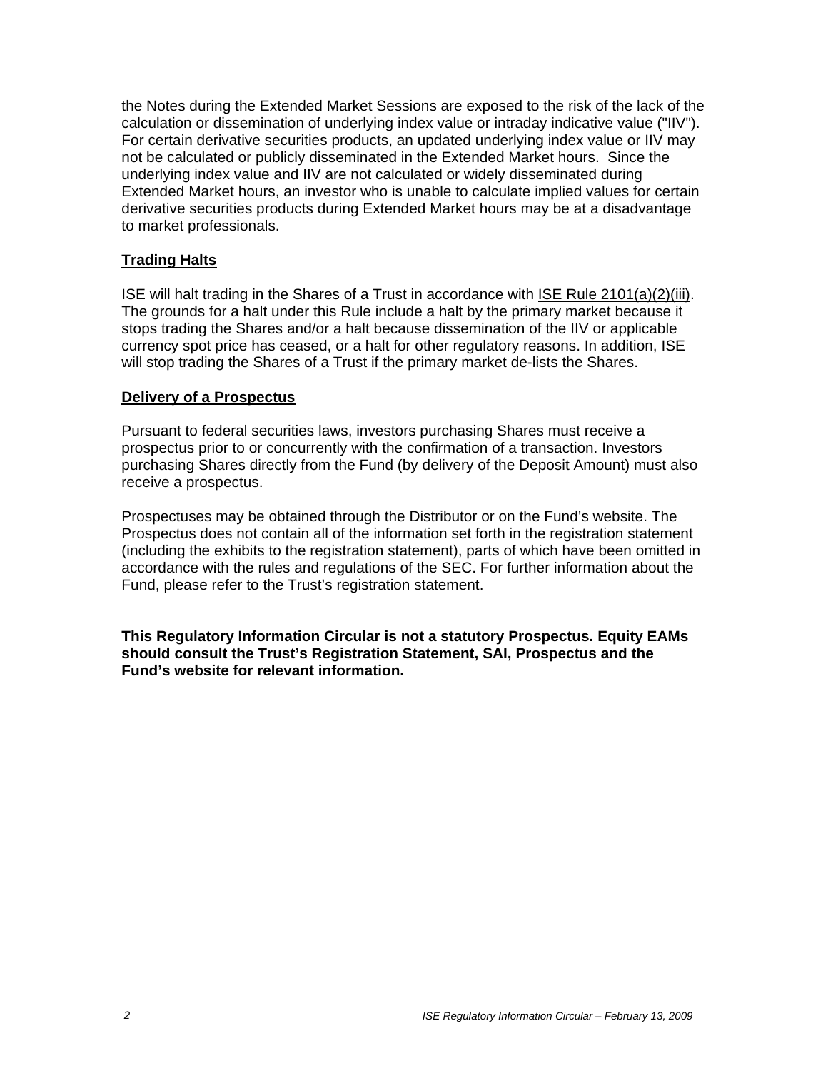the Notes during the Extended Market Sessions are exposed to the risk of the lack of the calculation or dissemination of underlying index value or intraday indicative value ("IIV"). For certain derivative securities products, an updated underlying index value or IIV may not be calculated or publicly disseminated in the Extended Market hours. Since the underlying index value and IIV are not calculated or widely disseminated during Extended Market hours, an investor who is unable to calculate implied values for certain derivative securities products during Extended Market hours may be at a disadvantage to market professionals.

## Trading Halts

ISE will halt trading in the Shares of a Trust in accordance with ISE Rule 2101(a)(2)(iii). The grounds for a halt under this Rule include a halt by the primary market because it stops trading the Shares and/or a halt because dissemination of the IIV or applicable currency spot price has ceased, or a halt for other regulatory reasons. In addition, ISE will stop trading the Shares of a Trust if the primary market de-lists the Shares.

## Delivery of a Prospectus

Pursuant to federal securities laws, investors purchasing Shares must receive a prospectus prior to or concurrently with the confirmation of a transaction. Investors purchasing Shares directly from the Fund (by delivery of the Deposit Amount) must also receive a prospectus.

Prospectuses may be obtained through the Distributor or on the Fund's website. The Prospectus does not contain all of the information set forth in the registration statement (including the exhibits to the registration statement), parts of which have been omitted in accordance with the rules and regulations of the SEC. For further information about the Fund, please refer to the Trust's registration statement.

**This Regulatory Information Circular is not a statutory Prospectus. Equity EAMs should consult the Trust's Registration Statement, SAI, Prospectus and the Fund's website for relevant information.**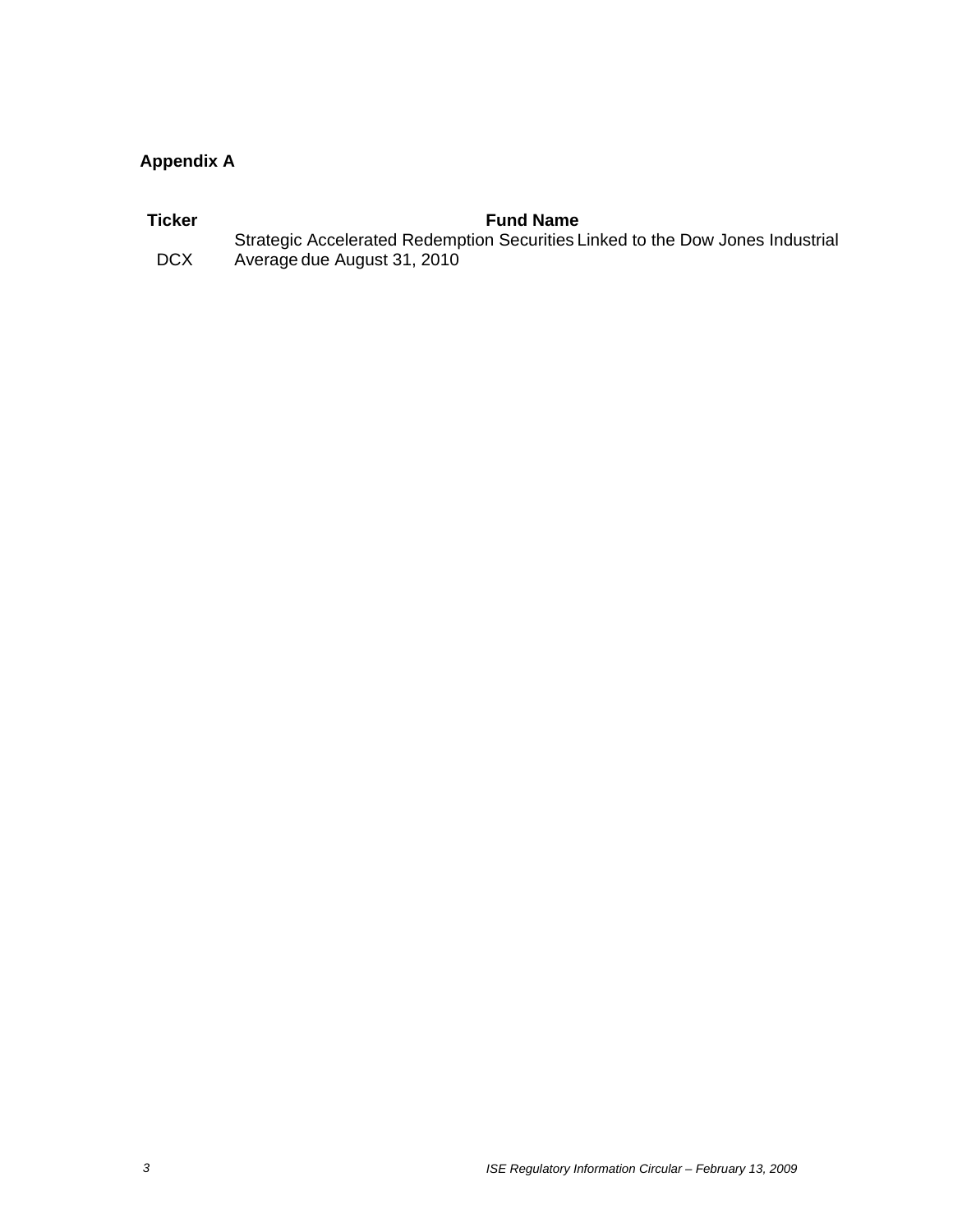**Appendix A**

| Ticker | Fund Name |
|---|---|
| DCX | Strategic Accelerated Redemption Securities Linked to the Dow Jones Industrial Average due August 31, 2010 |